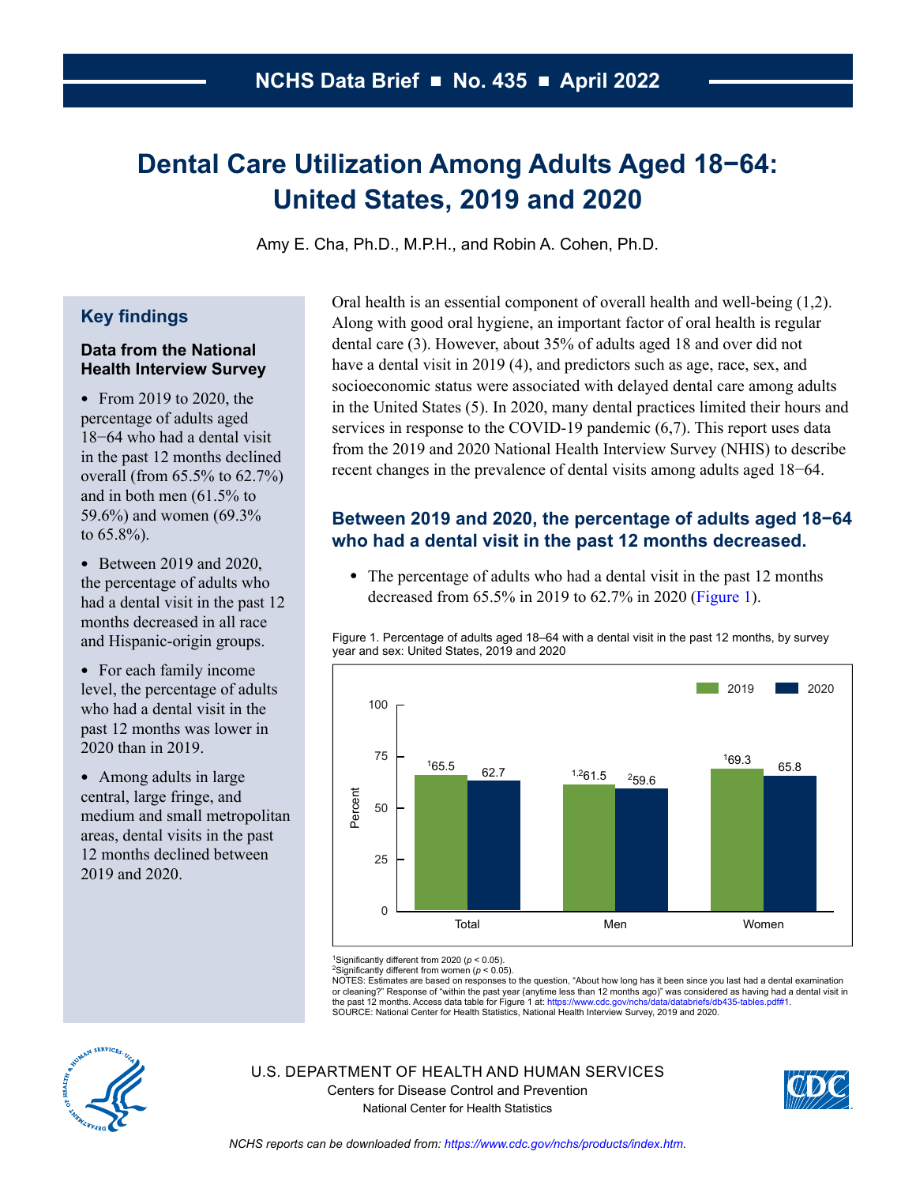NCHS Data Brief ■ No. 435 ■ April 2022

# Dental Care Utilization Among Adults Aged 18−64: United States, 2019 and 2020

Amy E. Cha, Ph.D., M.P.H., and Robin A. Cohen, Ph.D.

## Key findings

### Data from the National Health Interview Survey

- From 2019 to 2020, the percentage of adults aged 18−64 who had a dental visit in the past 12 months declined overall (from 65.5% to 62.7%) and in both men (61.5% to 59.6%) and women (69.3% to 65.8%).
- Between 2019 and 2020, the percentage of adults who had a dental visit in the past 12 months decreased in all race and Hispanic-origin groups.
- For each family income level, the percentage of adults who had a dental visit in the past 12 months was lower in 2020 than in 2019.
- Among adults in large central, large fringe, and medium and small metropolitan areas, dental visits in the past 12 months declined between 2019 and 2020.

Oral health is an essential component of overall health and well-being (1,2). Along with good oral hygiene, an important factor of oral health is regular dental care (3). However, about 35% of adults aged 18 and over did not have a dental visit in 2019 (4), and predictors such as age, race, sex, and socioeconomic status were associated with delayed dental care among adults in the United States (5). In 2020, many dental practices limited their hours and services in response to the COVID-19 pandemic (6,7). This report uses data from the 2019 and 2020 National Health Interview Survey (NHIS) to describe recent changes in the prevalence of dental visits among adults aged 18−64.

## Between 2019 and 2020, the percentage of adults aged 18−64 who had a dental visit in the past 12 months decreased.

- The percentage of adults who had a dental visit in the past 12 months decreased from 65.5% in 2019 to 62.7% in 2020 (Figure 1).

Figure 1. Percentage of adults aged 18–64 with a dental visit in the past 12 months, by survey year and sex: United States, 2019 and 2020

| | 2019 | 2020 |
|---|---|---|
| Total | [1]65.5 | 62.7 |
| Men | [1,2]61.5 | [2]59.6 |
| Women | [1]69.3 | 65.8 |

[1]Significantly different from 2020 ($p < 0.05$).
[2]Significantly different from women ($p < 0.05$).
NOTES: Estimates are based on responses to the question, "About how long has it been since you last had a dental examination or cleaning?" Response of "within the past year (anytime less than 12 months ago)" was considered as having had a dental visit in the past 12 months. Access data table for Figure 1 at: https://www.cdc.gov/nchs/data/databriefs/db435-tables.pdf#1.
SOURCE: National Center for Health Statistics, National Health Interview Survey, 2019 and 2020.

U.S. DEPARTMENT OF HEALTH AND HUMAN SERVICES
Centers for Disease Control and Prevention
National Center for Health Statistics

*NCHS reports can be downloaded from: https://www.cdc.gov/nchs/products/index.htm.*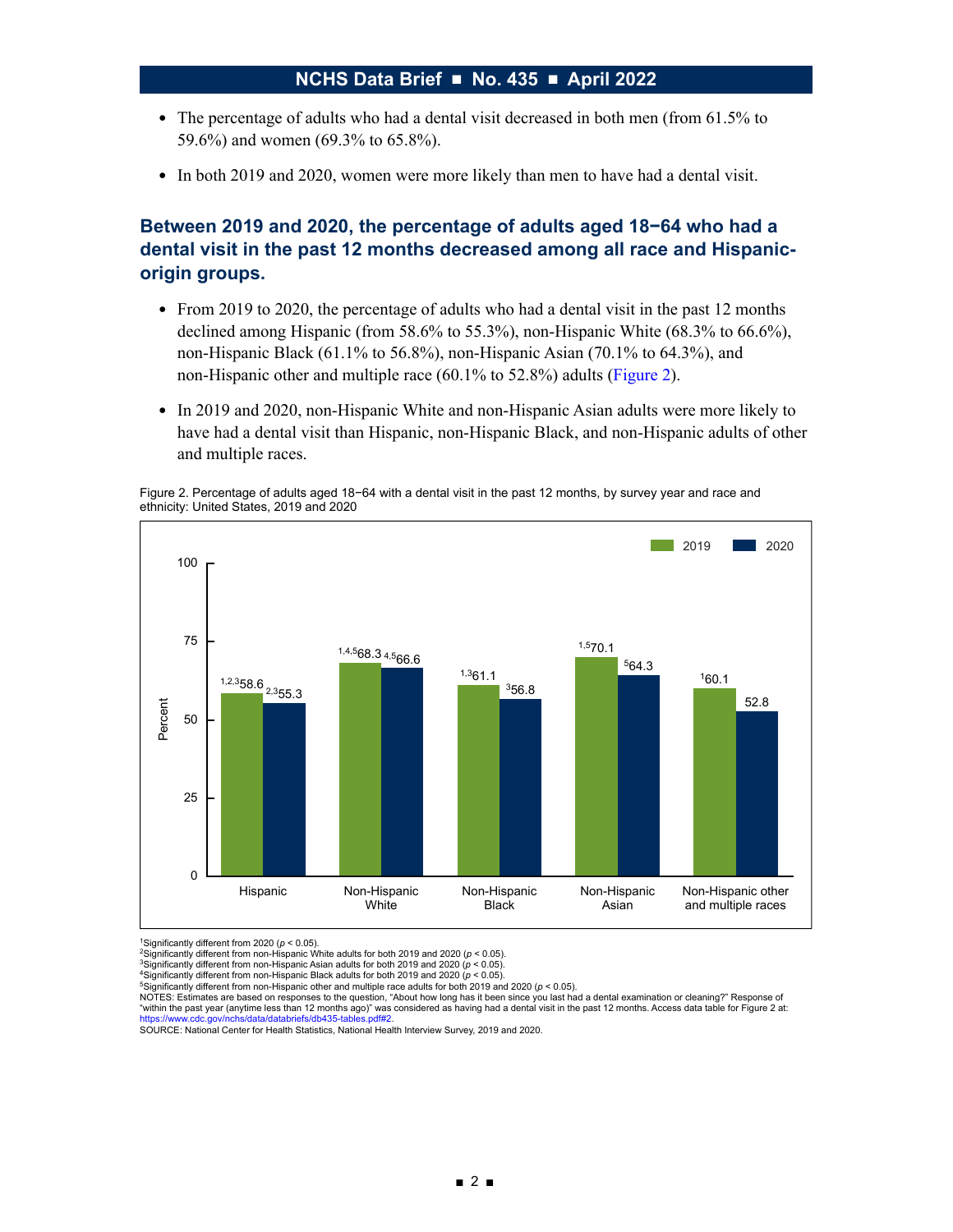- The percentage of adults who had a dental visit decreased in both men (from 61.5% to 59.6%) and women (69.3% to 65.8%).
- In both 2019 and 2020, women were more likely than men to have had a dental visit.

## Between 2019 and 2020, the percentage of adults aged 18−64 who had a dental visit in the past 12 months decreased among all race and Hispanic-origin groups.

- From 2019 to 2020, the percentage of adults who had a dental visit in the past 12 months declined among Hispanic (from 58.6% to 55.3%), non-Hispanic White (68.3% to 66.6%), non-Hispanic Black (61.1% to 56.8%), non-Hispanic Asian (70.1% to 64.3%), and non-Hispanic other and multiple race (60.1% to 52.8%) adults (Figure 2).
- In 2019 and 2020, non-Hispanic White and non-Hispanic Asian adults were more likely to have had a dental visit than Hispanic, non-Hispanic Black, and non-Hispanic adults of other and multiple races.

Figure 2. Percentage of adults aged 18−64 with a dental visit in the past 12 months, by survey year and race and ethnicity: United States, 2019 and 2020

| Race and ethnicity | 2019 | 2020 |
| --- | --- | --- |
| Hispanic | [1,2,3]58.6 | [2,3]55.3 |
| Non-Hispanic White | [1,4,5]68.3 | [4,5]66.6 |
| Non-Hispanic Black | [1,3]61.1 | [3]56.8 |
| Non-Hispanic Asian | [1,5]70.1 | [5]64.3 |
| Non-Hispanic other and multiple races | [1]60.1 | 52.8 |

[1]Significantly different from 2020 ($p < 0.05$).
[2]Significantly different from non-Hispanic White adults for both 2019 and 2020 ($p < 0.05$).
[3]Significantly different from non-Hispanic Asian adults for both 2019 and 2020 ($p < 0.05$).
[4]Significantly different from non-Hispanic Black adults for both 2019 and 2020 ($p < 0.05$).
[5]Significantly different from non-Hispanic other and multiple race adults for both 2019 and 2020 ($p < 0.05$).
NOTES: Estimates are based on responses to the question, "About how long has it been since you last had a dental examination or cleaning?" Response of "within the past year (anytime less than 12 months ago)" was considered as having had a dental visit in the past 12 months. Access data table for Figure 2 at: https://www.cdc.gov/nchs/data/databriefs/db435-tables.pdf#2.
SOURCE: National Center for Health Statistics, National Health Interview Survey, 2019 and 2020.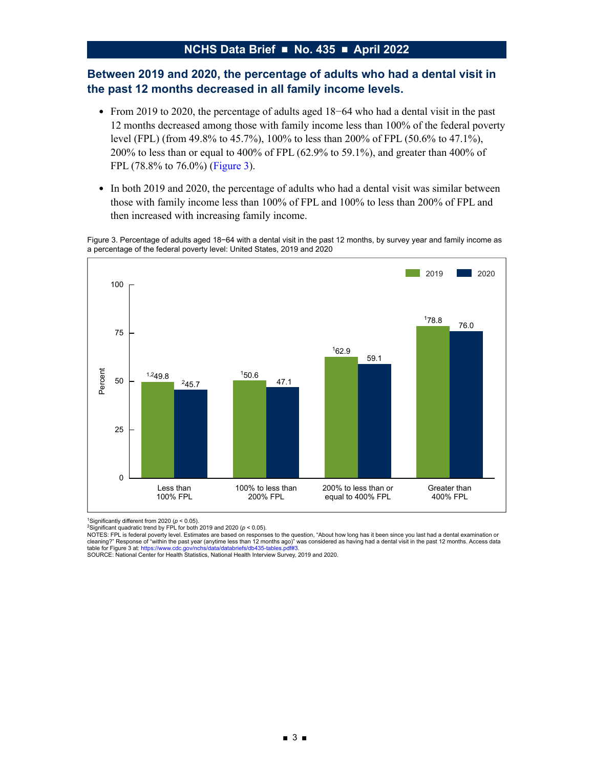## Between 2019 and 2020, the percentage of adults who had a dental visit in the past 12 months decreased in all family income levels.

- From 2019 to 2020, the percentage of adults aged 18−64 who had a dental visit in the past 12 months decreased among those with family income less than 100% of the federal poverty level (FPL) (from 49.8% to 45.7%), 100% to less than 200% of FPL (50.6% to 47.1%), 200% to less than or equal to 400% of FPL (62.9% to 59.1%), and greater than 400% of FPL (78.8% to 76.0%) (Figure 3).
- In both 2019 and 2020, the percentage of adults who had a dental visit was similar between those with family income less than 100% of FPL and 100% to less than 200% of FPL and then increased with increasing family income.

Figure 3. Percentage of adults aged 18−64 with a dental visit in the past 12 months, by survey year and family income as a percentage of the federal poverty level: United States, 2019 and 2020

| Family income | 2019 | 2020 |
|---|---|---|
| Less than 100% FPL | [1,2]49.8 | [2]45.7 |
| 100% to less than 200% FPL | [1]50.6 | 47.1 |
| 200% to less than or equal to 400% FPL | [1]62.9 | 59.1 |
| Greater than 400% FPL | [1]78.8 | 76.0 |

[1]Significantly different from 2020 ($p < 0.05$).
[2]Significant quadratic trend by FPL for both 2019 and 2020 ($p < 0.05$).
NOTES: FPL is federal poverty level. Estimates are based on responses to the question, "About how long has it been since you last had a dental examination or cleaning?" Response of "within the past year (anytime less than 12 months ago)" was considered as having had a dental visit in the past 12 months. Access data table for Figure 3 at: https://www.cdc.gov/nchs/data/databriefs/db435-tables.pdf#3.
SOURCE: National Center for Health Statistics, National Health Interview Survey, 2019 and 2020.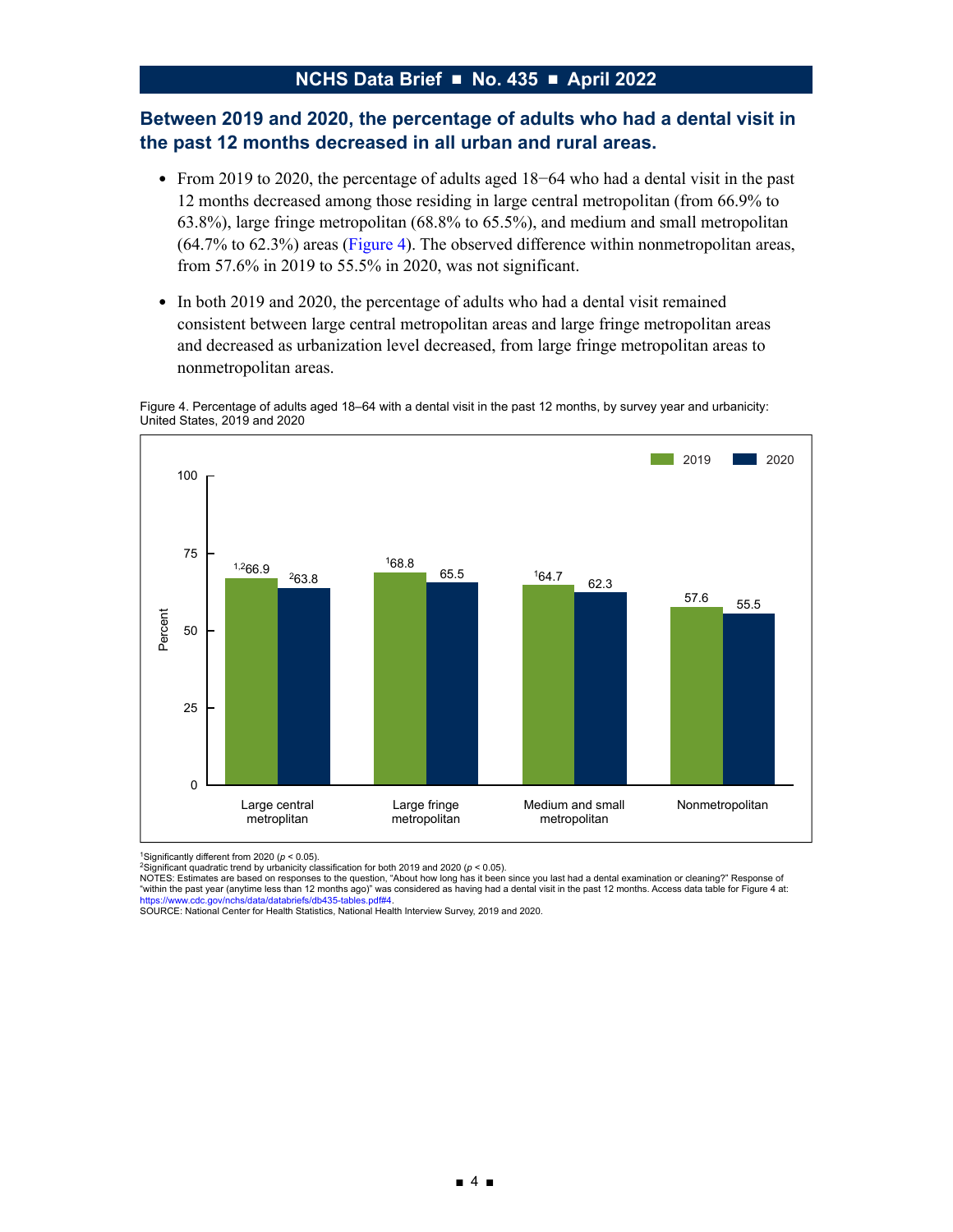## Between 2019 and 2020, the percentage of adults who had a dental visit in the past 12 months decreased in all urban and rural areas.

- From 2019 to 2020, the percentage of adults aged 18−64 who had a dental visit in the past 12 months decreased among those residing in large central metropolitan (from 66.9% to 63.8%), large fringe metropolitan (68.8% to 65.5%), and medium and small metropolitan (64.7% to 62.3%) areas (Figure 4). The observed difference within nonmetropolitan areas, from 57.6% in 2019 to 55.5% in 2020, was not significant.
- In both 2019 and 2020, the percentage of adults who had a dental visit remained consistent between large central metropolitan areas and large fringe metropolitan areas and decreased as urbanization level decreased, from large fringe metropolitan areas to nonmetropolitan areas.

Figure 4. Percentage of adults aged 18–64 with a dental visit in the past 12 months, by survey year and urbanicity: United States, 2019 and 2020

| Urbanicity | 2019 | 2020 |
| --- | --- | --- |
| Large central metroplitan | [1,2]66.9 | [2]63.8 |
| Large fringe metropolitan | [1]68.8 | 65.5 |
| Medium and small metropolitan | [1]64.7 | 62.3 |
| Nonmetropolitan | 57.6 | 55.5 |

[1]Significantly different from 2020 ($p < 0.05$).
[2]Significant quadratic trend by urbanicity classification for both 2019 and 2020 ($p < 0.05$).
NOTES: Estimates are based on responses to the question, "About how long has it been since you last had a dental examination or cleaning?" Response of "within the past year (anytime less than 12 months ago)" was considered as having had a dental visit in the past 12 months. Access data table for Figure 4 at: https://www.cdc.gov/nchs/data/databriefs/db435-tables.pdf#4.
SOURCE: National Center for Health Statistics, National Health Interview Survey, 2019 and 2020.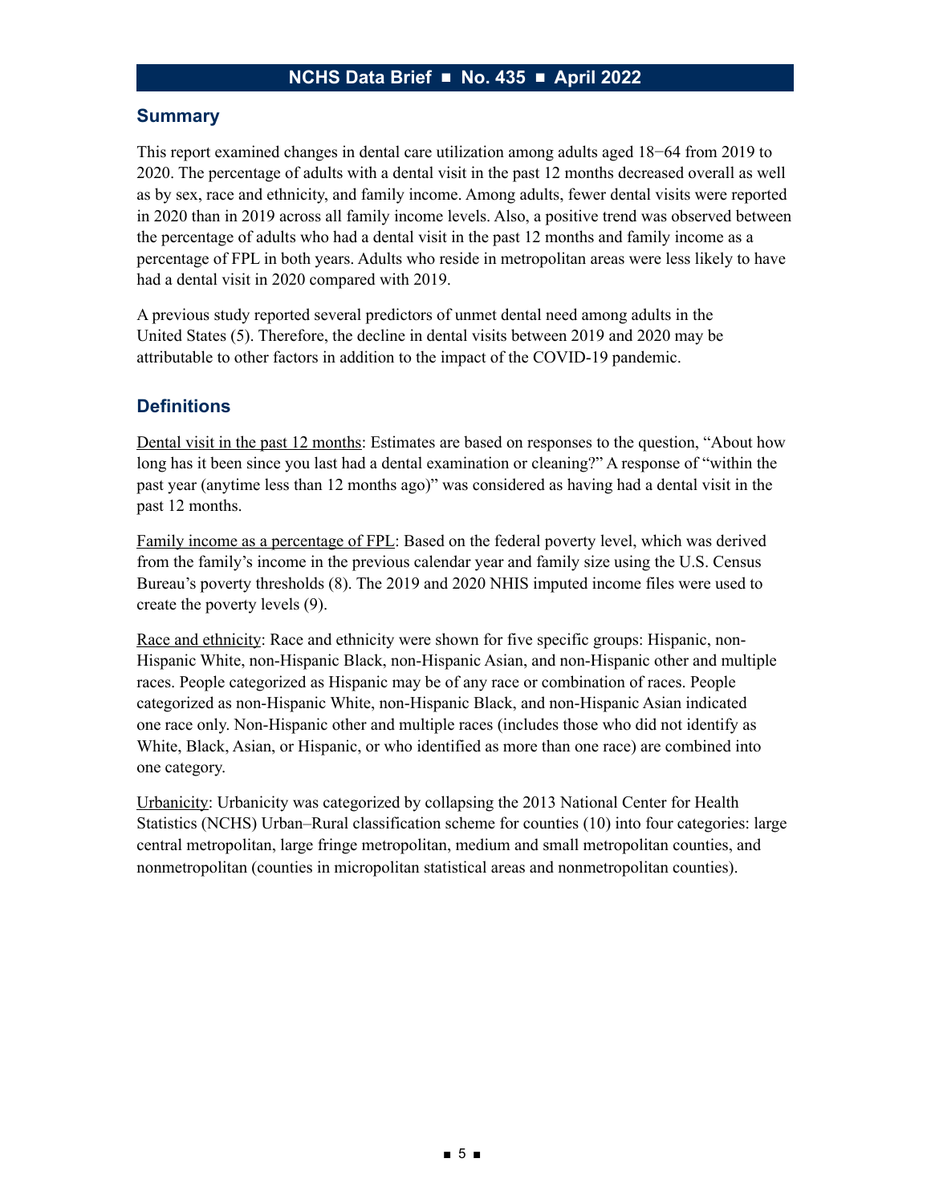## Summary

This report examined changes in dental care utilization among adults aged 18−64 from 2019 to 2020. The percentage of adults with a dental visit in the past 12 months decreased overall as well as by sex, race and ethnicity, and family income. Among adults, fewer dental visits were reported in 2020 than in 2019 across all family income levels. Also, a positive trend was observed between the percentage of adults who had a dental visit in the past 12 months and family income as a percentage of FPL in both years. Adults who reside in metropolitan areas were less likely to have had a dental visit in 2020 compared with 2019.

A previous study reported several predictors of unmet dental need among adults in the United States (5). Therefore, the decline in dental visits between 2019 and 2020 may be attributable to other factors in addition to the impact of the COVID-19 pandemic.

## Definitions

Dental visit in the past 12 months: Estimates are based on responses to the question, "About how long has it been since you last had a dental examination or cleaning?" A response of "within the past year (anytime less than 12 months ago)" was considered as having had a dental visit in the past 12 months.

Family income as a percentage of FPL: Based on the federal poverty level, which was derived from the family's income in the previous calendar year and family size using the U.S. Census Bureau's poverty thresholds (8). The 2019 and 2020 NHIS imputed income files were used to create the poverty levels (9).

Race and ethnicity: Race and ethnicity were shown for five specific groups: Hispanic, non-Hispanic White, non-Hispanic Black, non-Hispanic Asian, and non-Hispanic other and multiple races. People categorized as Hispanic may be of any race or combination of races. People categorized as non-Hispanic White, non-Hispanic Black, and non-Hispanic Asian indicated one race only. Non-Hispanic other and multiple races (includes those who did not identify as White, Black, Asian, or Hispanic, or who identified as more than one race) are combined into one category.

Urbanicity: Urbanicity was categorized by collapsing the 2013 National Center for Health Statistics (NCHS) Urban–Rural classification scheme for counties (10) into four categories: large central metropolitan, large fringe metropolitan, medium and small metropolitan counties, and nonmetropolitan (counties in micropolitan statistical areas and nonmetropolitan counties).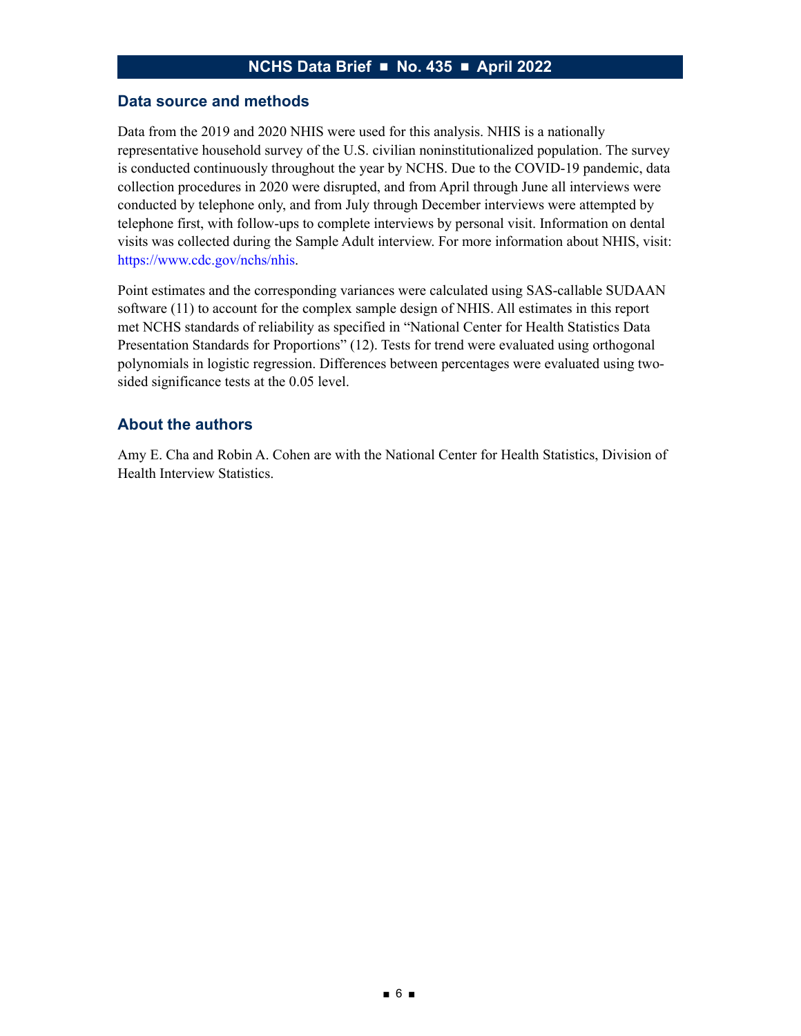## Data source and methods

Data from the 2019 and 2020 NHIS were used for this analysis. NHIS is a nationally representative household survey of the U.S. civilian noninstitutionalized population. The survey is conducted continuously throughout the year by NCHS. Due to the COVID-19 pandemic, data collection procedures in 2020 were disrupted, and from April through June all interviews were conducted by telephone only, and from July through December interviews were attempted by telephone first, with follow-ups to complete interviews by personal visit. Information on dental visits was collected during the Sample Adult interview. For more information about NHIS, visit: https://www.cdc.gov/nchs/nhis.

Point estimates and the corresponding variances were calculated using SAS-callable SUDAAN software (11) to account for the complex sample design of NHIS. All estimates in this report met NCHS standards of reliability as specified in "National Center for Health Statistics Data Presentation Standards for Proportions" (12). Tests for trend were evaluated using orthogonal polynomials in logistic regression. Differences between percentages were evaluated using two-sided significance tests at the 0.05 level.

## About the authors

Amy E. Cha and Robin A. Cohen are with the National Center for Health Statistics, Division of Health Interview Statistics.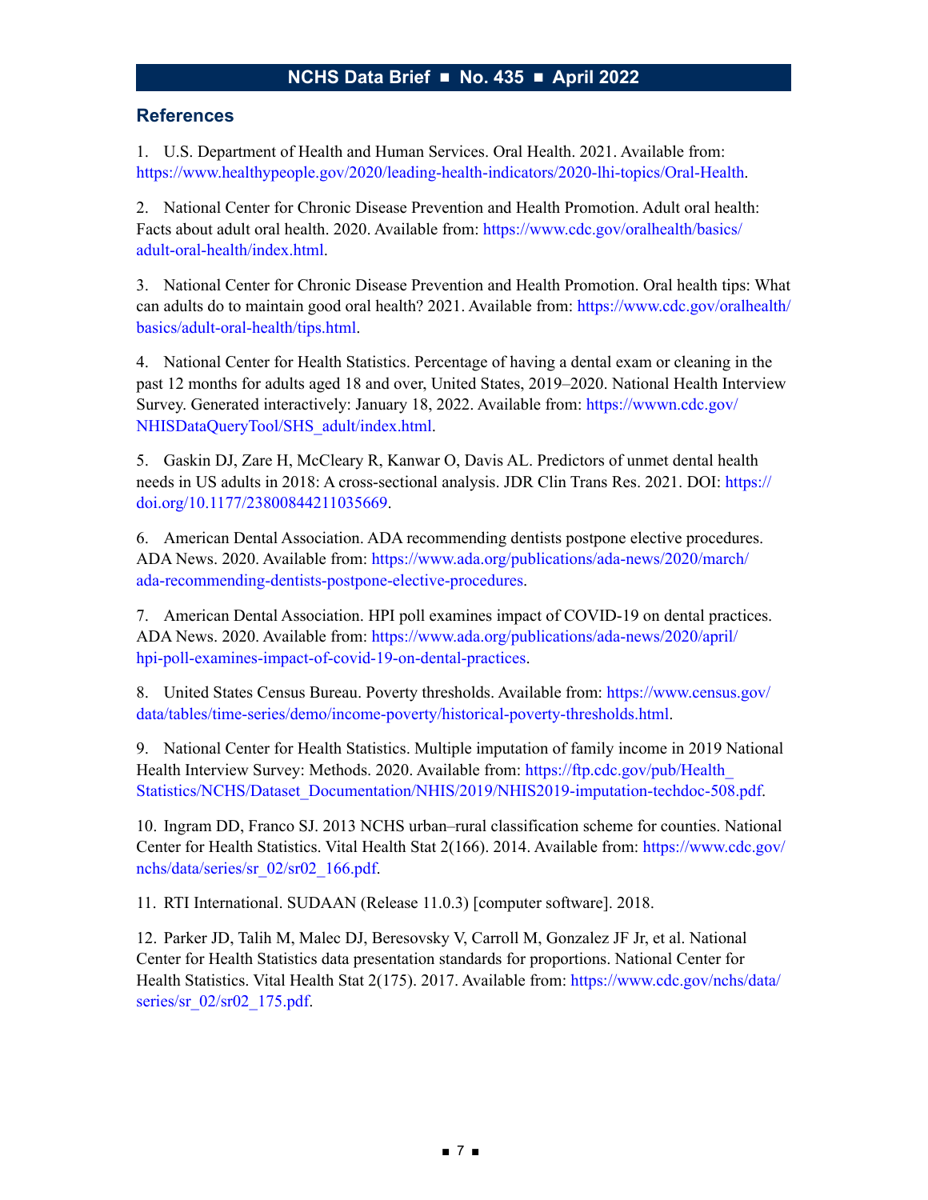## References

1. U.S. Department of Health and Human Services. Oral Health. 2021. Available from: https://www.healthypeople.gov/2020/leading-health-indicators/2020-lhi-topics/Oral-Health.

2. National Center for Chronic Disease Prevention and Health Promotion. Adult oral health: Facts about adult oral health. 2020. Available from: https://www.cdc.gov/oralhealth/basics/adult-oral-health/index.html.

3. National Center for Chronic Disease Prevention and Health Promotion. Oral health tips: What can adults do to maintain good oral health? 2021. Available from: https://www.cdc.gov/oralhealth/basics/adult-oral-health/tips.html.

4. National Center for Health Statistics. Percentage of having a dental exam or cleaning in the past 12 months for adults aged 18 and over, United States, 2019–2020. National Health Interview Survey. Generated interactively: January 18, 2022. Available from: https://wwwn.cdc.gov/NHISDataQueryTool/SHS_adult/index.html.

5. Gaskin DJ, Zare H, McCleary R, Kanwar O, Davis AL. Predictors of unmet dental health needs in US adults in 2018: A cross-sectional analysis. JDR Clin Trans Res. 2021. DOI: https://doi.org/10.1177/23800844211035669.

6. American Dental Association. ADA recommending dentists postpone elective procedures. ADA News. 2020. Available from: https://www.ada.org/publications/ada-news/2020/march/ada-recommending-dentists-postpone-elective-procedures.

7. American Dental Association. HPI poll examines impact of COVID-19 on dental practices. ADA News. 2020. Available from: https://www.ada.org/publications/ada-news/2020/april/hpi-poll-examines-impact-of-covid-19-on-dental-practices.

8. United States Census Bureau. Poverty thresholds. Available from: https://www.census.gov/data/tables/time-series/demo/income-poverty/historical-poverty-thresholds.html.

9. National Center for Health Statistics. Multiple imputation of family income in 2019 National Health Interview Survey: Methods. 2020. Available from: https://ftp.cdc.gov/pub/Health_Statistics/NCHS/Dataset_Documentation/NHIS/2019/NHIS2019-imputation-techdoc-508.pdf.

10. Ingram DD, Franco SJ. 2013 NCHS urban–rural classification scheme for counties. National Center for Health Statistics. Vital Health Stat 2(166). 2014. Available from: https://www.cdc.gov/nchs/data/series/sr_02/sr02_166.pdf.

11. RTI International. SUDAAN (Release 11.0.3) [computer software]. 2018.

12. Parker JD, Talih M, Malec DJ, Beresovsky V, Carroll M, Gonzalez JF Jr, et al. National Center for Health Statistics data presentation standards for proportions. National Center for Health Statistics. Vital Health Stat 2(175). 2017. Available from: https://www.cdc.gov/nchs/data/series/sr_02/sr02_175.pdf.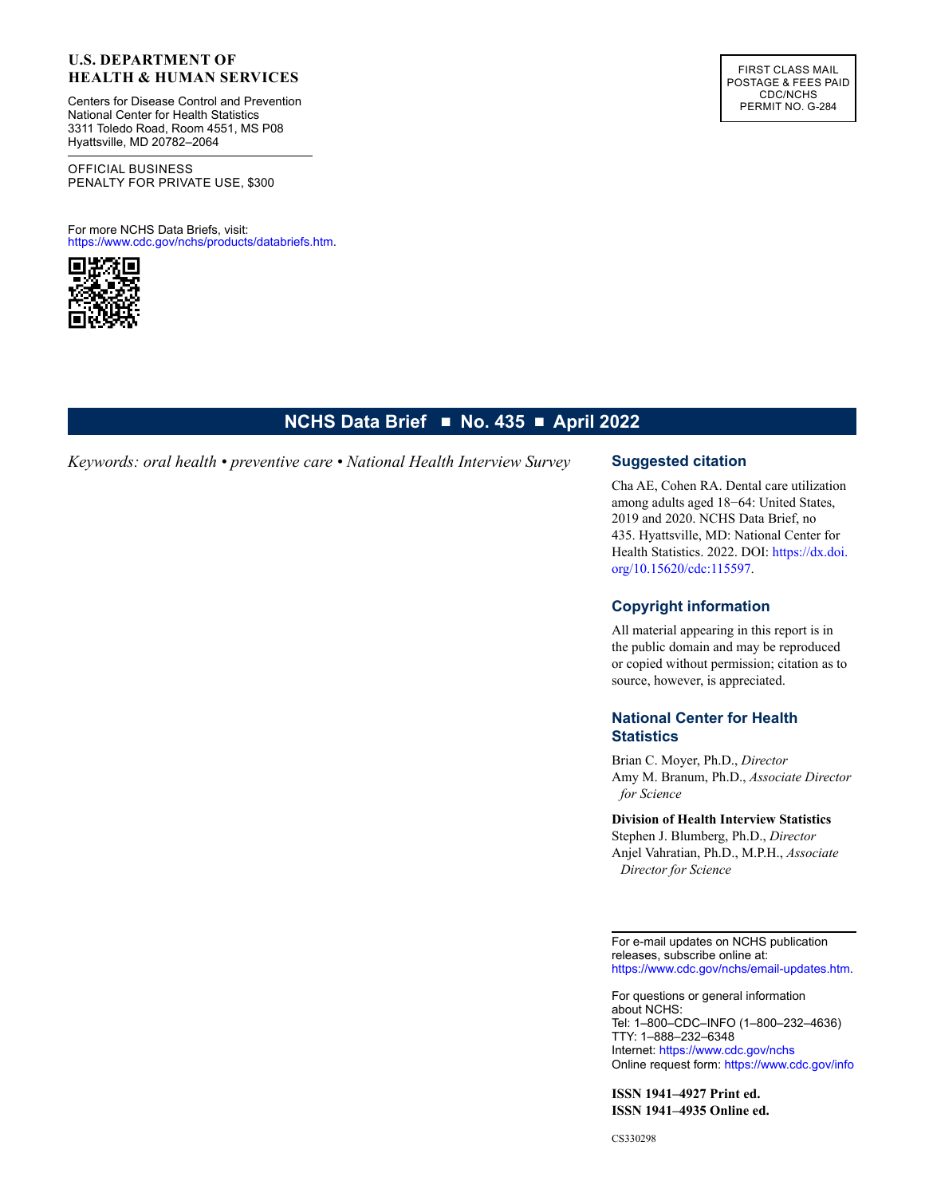**U.S. DEPARTMENT OF HEALTH & HUMAN SERVICES**

Centers for Disease Control and Prevention
National Center for Health Statistics
3311 Toledo Road, Room 4551, MS P08
Hyattsville, MD 20782–2064

OFFICIAL BUSINESS
PENALTY FOR PRIVATE USE, $300

FIRST CLASS MAIL
POSTAGE & FEES PAID
CDC/NCHS
PERMIT NO. G-284

For more NCHS Data Briefs, visit:
https://www.cdc.gov/nchs/products/databriefs.htm.

## NCHS Data Brief ■ No. 435 ■ April 2022

*Keywords: oral health • preventive care • National Health Interview Survey*

### Suggested citation

Cha AE, Cohen RA. Dental care utilization among adults aged 18−64: United States, 2019 and 2020. NCHS Data Brief, no 435. Hyattsville, MD: National Center for Health Statistics. 2022. DOI: https://dx.doi.org/10.15620/cdc:115597.

### Copyright information

All material appearing in this report is in the public domain and may be reproduced or copied without permission; citation as to source, however, is appreciated.

### National Center for Health Statistics

Brian C. Moyer, Ph.D., *Director*
Amy M. Branum, Ph.D., *Associate Director for Science*

**Division of Health Interview Statistics**
Stephen J. Blumberg, Ph.D., *Director*
Anjel Vahratian, Ph.D., M.P.H., *Associate Director for Science*

For e-mail updates on NCHS publication releases, subscribe online at: https://www.cdc.gov/nchs/email-updates.htm.

For questions or general information about NCHS:
Tel: 1–800–CDC–INFO (1–800–232–4636)
TTY: 1–888–232–6348
Internet: https://www.cdc.gov/nchs
Online request form: https://www.cdc.gov/info

**ISSN 1941–4927 Print ed.**
**ISSN 1941–4935 Online ed.**

CS330298